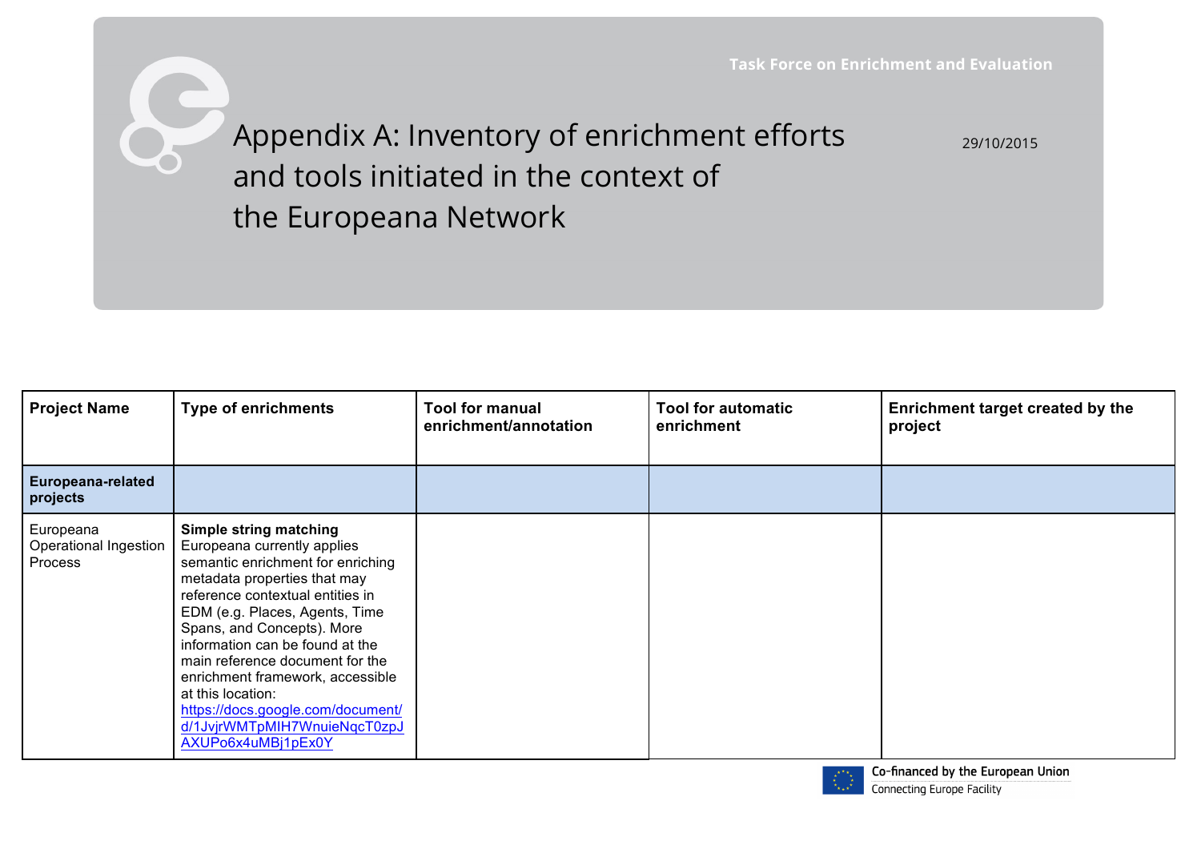Task Force on Enrichment and Evaluation

# Appendix A: Inventory of enrichment efforts and tools initiated in the context of the Europeana Network

29/10/2015

| Project Name | Type of enrichments | Tool for manual enrichment/annotation | Tool for automatic enrichment | Enrichment target created by the project |
|---|---|---|---|---|
| **Europeana-related projects** | | | | |
| Europeana Operational Ingestion Process | **Simple string matching** Europeana currently applies semantic enrichment for enriching metadata properties that may reference contextual entities in EDM (e.g. Places, Agents, Time Spans, and Concepts). More information can be found at the main reference document for the enrichment framework, accessible at this location: https://docs.google.com/document/d/1JvjrWMTpMIH7WnuieNqcT0zpJAXUPo6x4uMBj1pEx0Y | | | |

Co-financed by the European Union
Connecting Europe Facility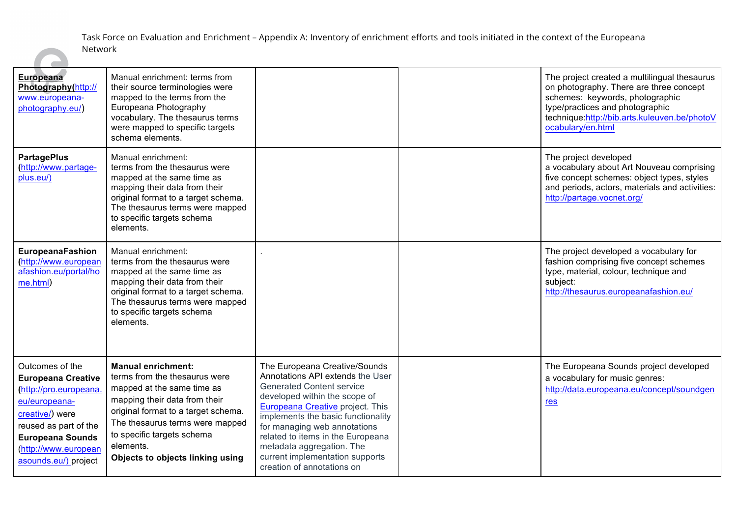Task Force on Evaluation and Enrichment – Appendix A: Inventory of enrichment efforts and tools initiated in the context of the Europeana Network

| | | | | |
|---|---|---|---|---|
| **Europeana Photography**(http://www.europeana-photography.eu/) | Manual enrichment: terms from their source terminologies were mapped to the terms from the Europeana Photography vocabulary. The thesaurus terms were mapped to specific targets schema elements. | | | The project created a multilingual thesaurus on photography. There are three concept schemes: keywords, photographic type/practices and photographic technique:http://bib.arts.kuleuven.be/photoVocabulary/en.html |
| **PartagePlus** (http://www.partage-plus.eu/) | Manual enrichment: terms from the thesaurus were mapped at the same time as mapping their data from their original format to a target schema. The thesaurus terms were mapped to specific targets schema elements. | | | The project developed a vocabulary about Art Nouveau comprising five concept schemes: object types, styles and periods, actors, materials and activities: http://partage.vocnet.org/ |
| **EuropeanaFashion** (http://www.europeanafashion.eu/portal/home.html) | Manual enrichment: terms from the thesaurus were mapped at the same time as mapping their data from their original format to a target schema. The thesaurus terms were mapped to specific targets schema elements. | . | | The project developed a vocabulary for fashion comprising five concept schemes type, material, colour, technique and subject: http://thesaurus.europeanafashion.eu/ |
| Outcomes of the **Europeana Creative** (http://pro.europeana.eu/europeana-creative/) were reused as part of the **Europeana Sounds** (http://www.europeanasounds.eu/) project | **Manual enrichment:** terms from the thesaurus were mapped at the same time as mapping their data from their original format to a target schema. The thesaurus terms were mapped to specific targets schema elements. **Objects to objects linking using** | The Europeana Creative/Sounds Annotations API extends the User Generated Content service developed within the scope of Europeana Creative project. This implements the basic functionality for managing web annotations related to items in the Europeana metadata aggregation. The current implementation supports creation of annotations on | | The Europeana Sounds project developed a vocabulary for music genres: http://data.europeana.eu/concept/soundgenres |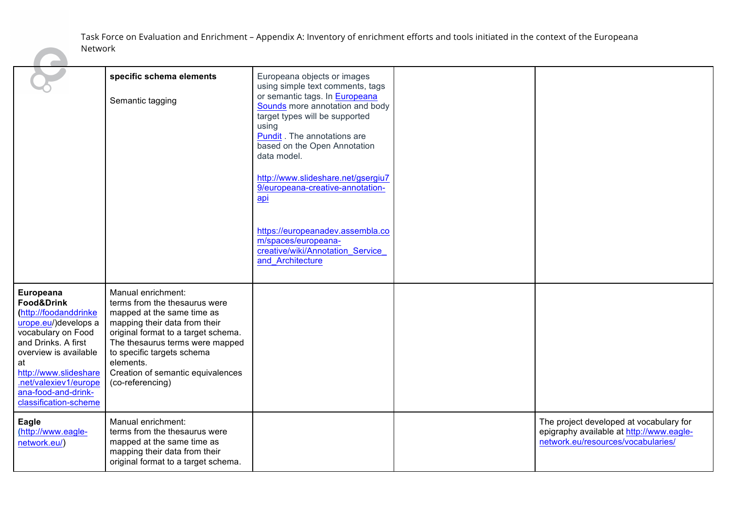| | | | | |
|---|---|---|---|---|
| | **specific schema elements**<br><br>Semantic tagging | Europeana objects or images using simple text comments, tags or semantic tags. In [Europeana Sounds](#) more annotation and body target types will be supported using [Pundit](#) . The annotations are based on the Open Annotation data model.<br><br>http://www.slideshare.net/gsergiu79/europeana-creative-annotation-api<br><br>https://europeanadev.assembla.com/spaces/europeana-creative/wiki/Annotation_Service_and_Architecture | | |
| **Europeana Food&Drink** (http://foodanddrinkeurope.eu/)develops a vocabulary on Food and Drinks. A first overview is available at http://www.slideshare.net/valexiev1/europeana-food-and-drink-classification-scheme | Manual enrichment:<br>terms from the thesaurus were mapped at the same time as mapping their data from their original format to a target schema. The thesaurus terms were mapped to specific targets schema elements.<br>Creation of semantic equivalences (co-referencing) | | | |
| **Eagle** (http://www.eagle-network.eu/) | Manual enrichment:<br>terms from the thesaurus were mapped at the same time as mapping their data from their original format to a target schema. | | | The project developed at vocabulary for epigraphy available at http://www.eagle-network.eu/resources/vocabularies/ |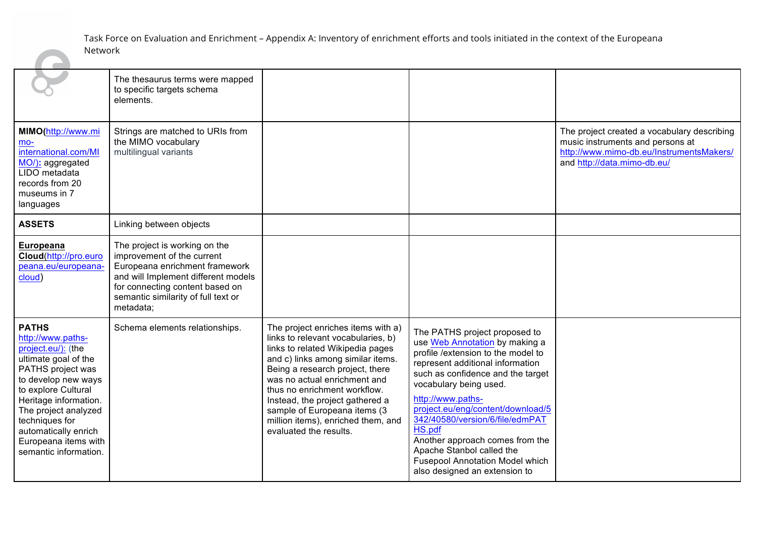| | | | | |
|---|---|---|---|---|
| | The thesaurus terms were mapped to specific targets schema elements. | | | |
| **MIMO**(http://www.mimo-international.com/MIMO/)**:** aggregated LIDO metadata records from 20 museums in 7 languages | Strings are matched to URIs from the MIMO vocabulary multilingual variants | | | The project created a vocabulary describing music instruments and persons at http://www.mimo-db.eu/InstrumentsMakers/ and http://data.mimo-db.eu/ |
| **ASSETS** | Linking between objects | | | |
| **Europeana Cloud**(http://pro.europeana.eu/europeana-cloud) | The project is working on the improvement of the current Europeana enrichment framework and will Implement different models for connecting content based on semantic similarity of full text or metadata; | | | |
| **PATHS** http://www.paths-project.eu/): (the ultimate goal of the PATHS project was to develop new ways to explore Cultural Heritage information. The project analyzed techniques for automatically enrich Europeana items with semantic information. | Schema elements relationships. | The project enriches items with a) links to relevant vocabularies, b) links to related Wikipedia pages and c) links among similar items. Being a research project, there was no actual enrichment and thus no enrichment workflow. Instead, the project gathered a sample of Europeana items (3 million items), enriched them, and evaluated the results. | The PATHS project proposed to use Web Annotation by making a profile /extension to the model to represent additional information such as confidence and the target vocabulary being used. http://www.paths-project.eu/eng/content/download/5342/40580/version/6/file/edmPATHS.pdf Another approach comes from the Apache Stanbol called the Fusepool Annotation Model which also designed an extension to | |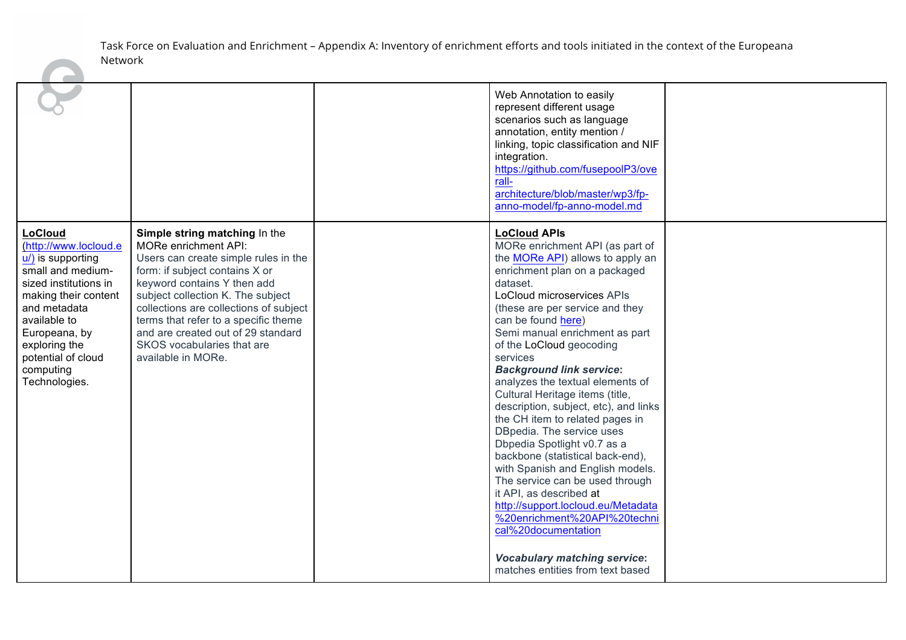| | | | | |
|---|---|---|---|---|
| | | | Web Annotation to easily represent different usage scenarios such as language annotation, entity mention / linking, topic classification and NIF integration. https://github.com/fusepoolP3/overall-architecture/blob/master/wp3/fp-anno-model/fp-anno-model.md | |
| **LoCloud** (http://www.locloud.eu/) is supporting small and medium-sized institutions in making their content and metadata available to Europeana, by exploring the potential of cloud computing Technologies. | **Simple string matching** In the MORe enrichment API: Users can create simple rules in the form: if subject contains X or keyword contains Y then add subject collection K. The subject collections are collections of subject terms that refer to a specific theme and are created out of 29 standard SKOS vocabularies that are available in MORe. | | **LoCloud APIs** MORe enrichment API (as part of the MORe API) allows to apply an enrichment plan on a packaged dataset. LoCloud microservices APIs (these are per service and they can be found here) Semi manual enrichment as part of the LoCloud geocoding services ***Background link service*:** analyzes the textual elements of Cultural Heritage items (title, description, subject, etc), and links the CH item to related pages in DBpedia. The service uses Dbpedia Spotlight v0.7 as a backbone (statistical back-end), with Spanish and English models. The service can be used through it API, as described at http://support.locloud.eu/Metadata%20enrichment%20API%20technical%20documentation<br><br>***Vocabulary matching service*:** matches entities from text based | |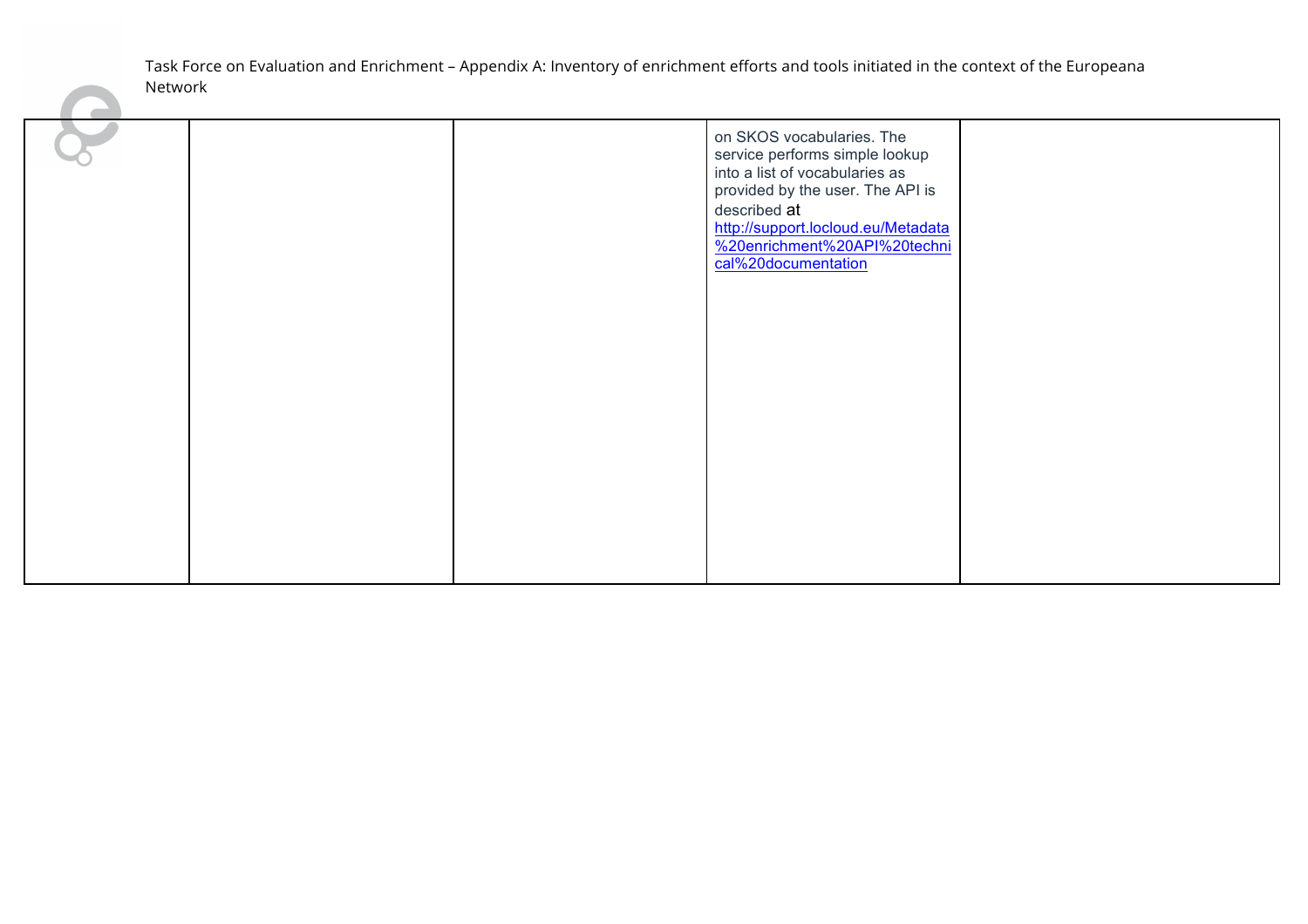| | | | | |
|---|---|---|---|---|
| | | | on SKOS vocabularies. The service performs simple lookup into a list of vocabularies as provided by the user. The API is described at http://support.locloud.eu/Metadata%20enrichment%20API%20technical%20documentation | |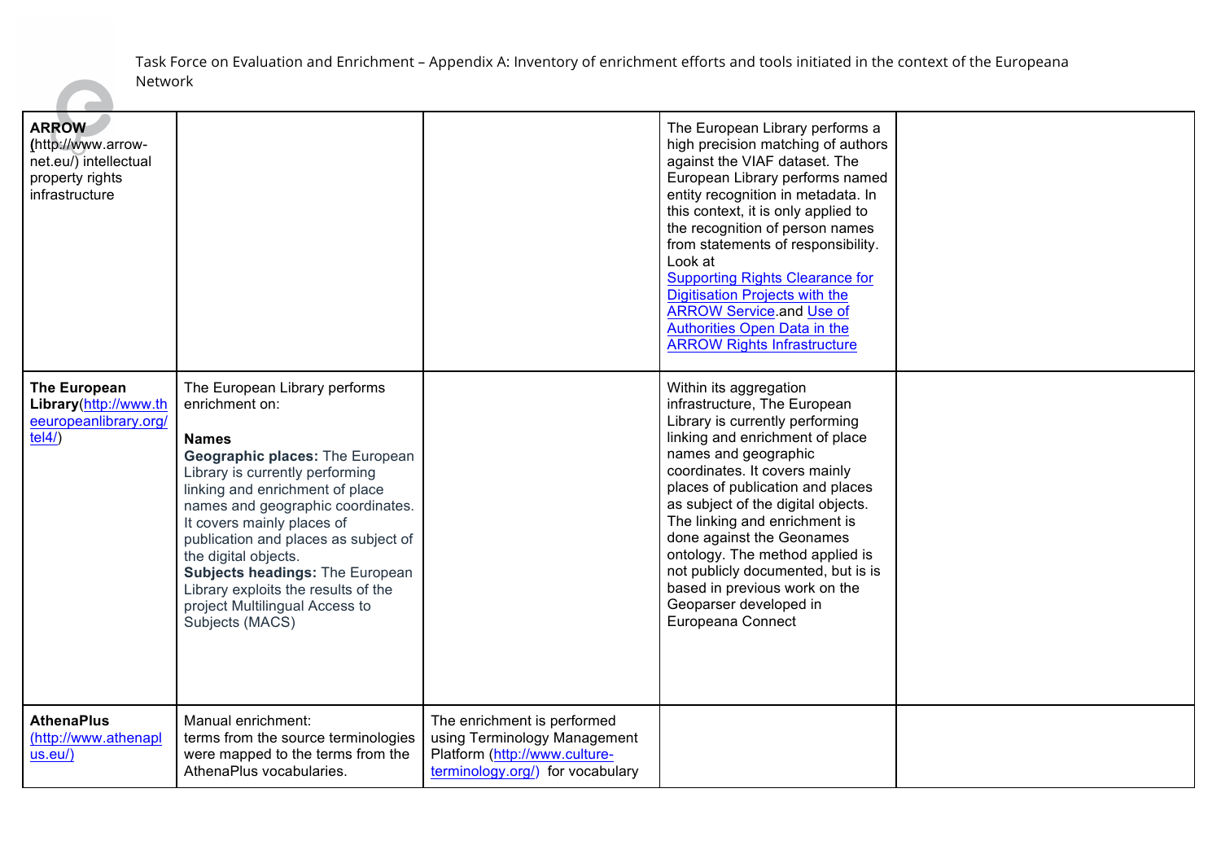| | | | | |
|---|---|---|---|---|
| **ARROW** (http://www.arrow-net.eu/) intellectual property rights infrastructure | | | The European Library performs a high precision matching of authors against the VIAF dataset. The European Library performs named entity recognition in metadata. In this context, it is only applied to the recognition of person names from statements of responsibility. Look at Supporting Rights Clearance for Digitisation Projects with the ARROW Service.and Use of Authorities Open Data in the ARROW Rights Infrastructure | |
| **The European Library**(http://www.theeuropeanlibrary.org/tel4/) | The European Library performs enrichment on:<br><br>**Names**<br>**Geographic places:** The European Library is currently performing linking and enrichment of place names and geographic coordinates. It covers mainly places of publication and places as subject of the digital objects.<br>**Subjects headings:** The European Library exploits the results of the project Multilingual Access to Subjects (MACS) | | Within its aggregation infrastructure, The European Library is currently performing linking and enrichment of place names and geographic coordinates. It covers mainly places of publication and places as subject of the digital objects. The linking and enrichment is done against the Geonames ontology. The method applied is not publicly documented, but is is based in previous work on the Geoparser developed in Europeana Connect | |
| **AthenaPlus** (http://www.athenaplus.eu/) | Manual enrichment: terms from the source terminologies were mapped to the terms from the AthenaPlus vocabularies. | The enrichment is performed using Terminology Management Platform (http://www.culture-terminology.org/) for vocabulary | | |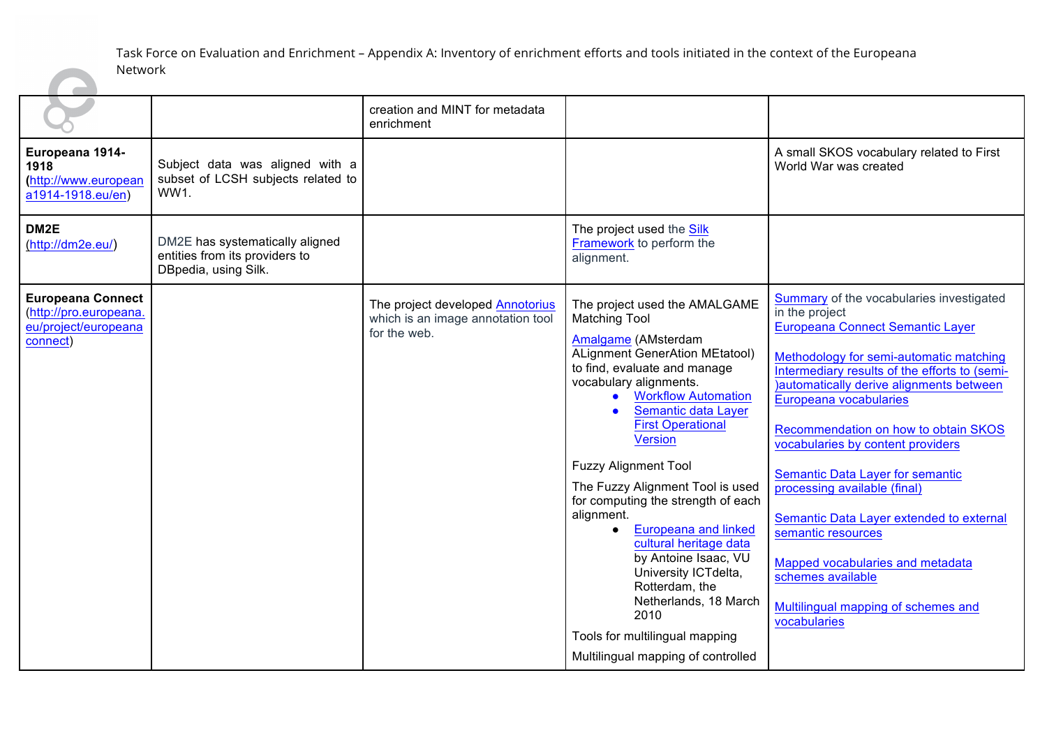| | | creation and MINT for metadata enrichment | | |
|---|---|---|---|---|
| **Europeana 1914-1918** (http://www.europeana1914-1918.eu/en) | Subject data was aligned with a subset of LCSH subjects related to WW1. | | | A small SKOS vocabulary related to First World War was created |
| **DM2E** (http://dm2e.eu/) | DM2E has systematically aligned entities from its providers to DBpedia, using Silk. | | The project used the Silk Framework to perform the alignment. | |
| **Europeana Connect** (http://pro.europeana.eu/project/europeanaconnect) | | The project developed Annotorius which is an image annotation tool for the web. | The project used the AMALGAME Matching Tool<br><br>Amalgame (AMsterdam ALignment GenerAtion MEtatool) to find, evaluate and manage vocabulary alignments.<br>• Workflow Automation<br>• Semantic data Layer First Operational Version<br><br>Fuzzy Alignment Tool<br><br>The Fuzzy Alignment Tool is used for computing the strength of each alignment.<br>• Europeana and linked cultural heritage data by Antoine Isaac, VU University ICTdelta, Rotterdam, the Netherlands, 18 March 2010<br><br>Tools for multilingual mapping<br><br>Multilingual mapping of controlled | Summary of the vocabularies investigated in the project<br>Europeana Connect Semantic Layer<br><br>Methodology for semi-automatic matching Intermediary results of the efforts to (semi-)automatically derive alignments between Europeana vocabularies<br><br>Recommendation on how to obtain SKOS vocabularies by content providers<br><br>Semantic Data Layer for semantic processing available (final)<br><br>Semantic Data Layer extended to external semantic resources<br><br>Mapped vocabularies and metadata schemes available<br><br>Multilingual mapping of schemes and vocabularies |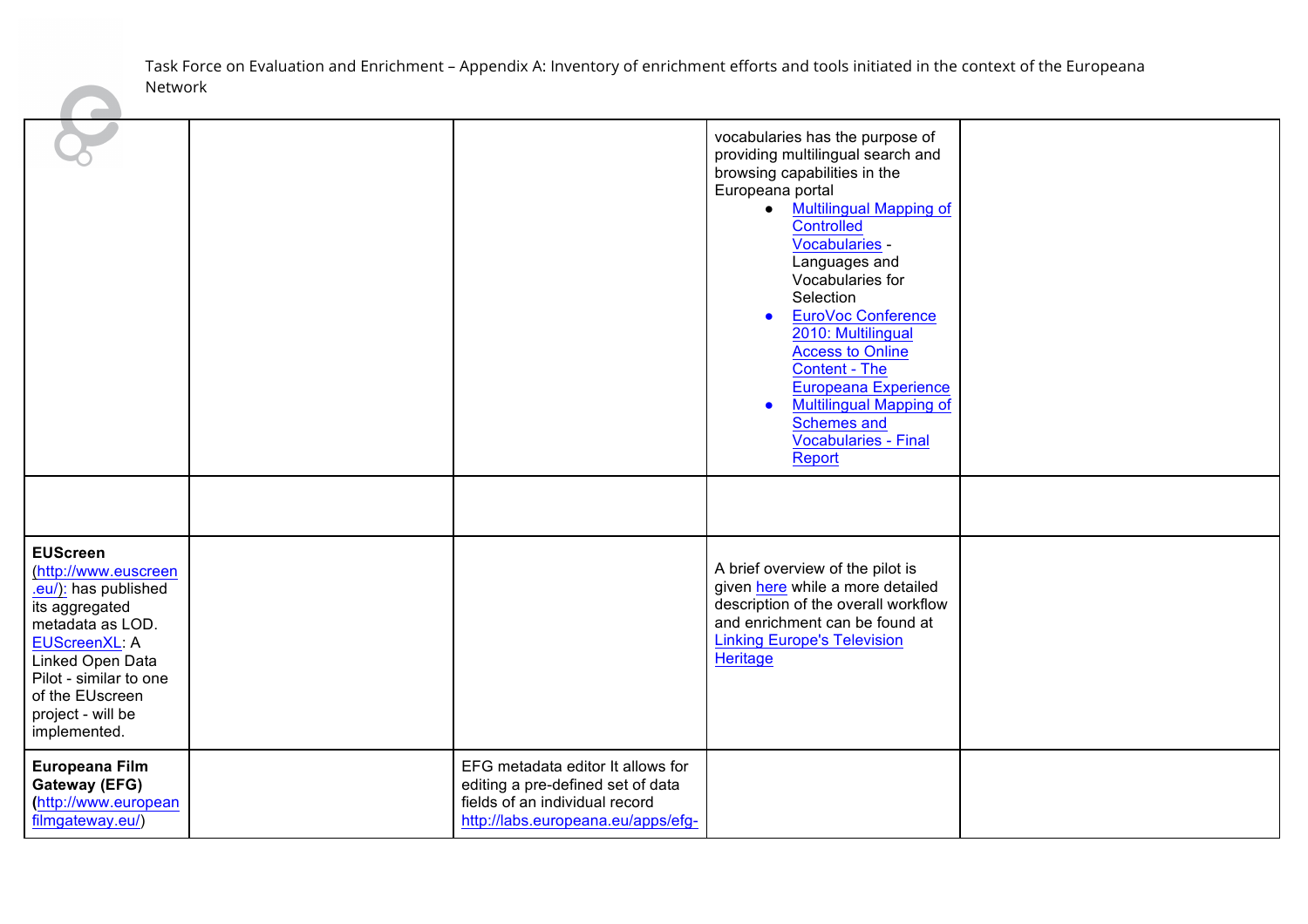| | | | | |
|---|---|---|---|---|
| | | | vocabularies has the purpose of providing multilingual search and browsing capabilities in the Europeana portal<br>• Multilingual Mapping of Controlled Vocabularies - Languages and Vocabularies for Selection<br>• EuroVoc Conference 2010: Multilingual Access to Online Content - The Europeana Experience<br>• Multilingual Mapping of Schemes and Vocabularies - Final Report | |
| | | | | |
| **EUScreen** (http://www.euscreen.eu/): has published its aggregated metadata as LOD. EUScreenXL: A Linked Open Data Pilot - similar to one of the EUscreen project - will be implemented. | | | A brief overview of the pilot is given here while a more detailed description of the overall workflow and enrichment can be found at Linking Europe's Television Heritage | |
| **Europeana Film Gateway (EFG)** (http://www.europeanfilmgateway.eu/) | | EFG metadata editor It allows for editing a pre-defined set of data fields of an individual record http://labs.europeana.eu/apps/efg- | | |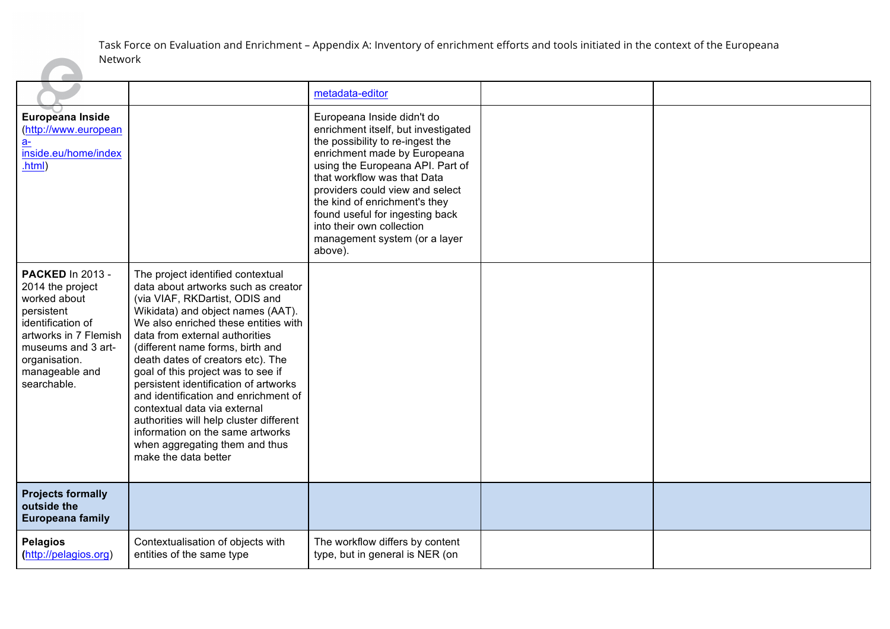| | | | | |
|---|---|---|---|---|
| | | metadata-editor | | |
| **Europeana Inside** (http://www.europeana-inside.eu/home/index.html) | | Europeana Inside didn't do enrichment itself, but investigated the possibility to re-ingest the enrichment made by Europeana using the Europeana API. Part of that workflow was that Data providers could view and select the kind of enrichment's they found useful for ingesting back into their own collection management system (or a layer above). | | |
| **PACKED** In 2013 - 2014 the project worked about persistent identification of artworks in 7 Flemish museums and 3 art-organisation. manageable and searchable. | The project identified contextual data about artworks such as creator (via VIAF, RKDartist, ODIS and Wikidata) and object names (AAT). We also enriched these entities with data from external authorities (different name forms, birth and death dates of creators etc). The goal of this project was to see if persistent identification of artworks and identification and enrichment of contextual data via external authorities will help cluster different information on the same artworks when aggregating them and thus make the data better | | | |
| **Projects formally outside the Europeana family** | | | | |
| **Pelagios** (http://pelagios.org) | Contextualisation of objects with entities of the same type | The workflow differs by content type, but in general is NER (on | | |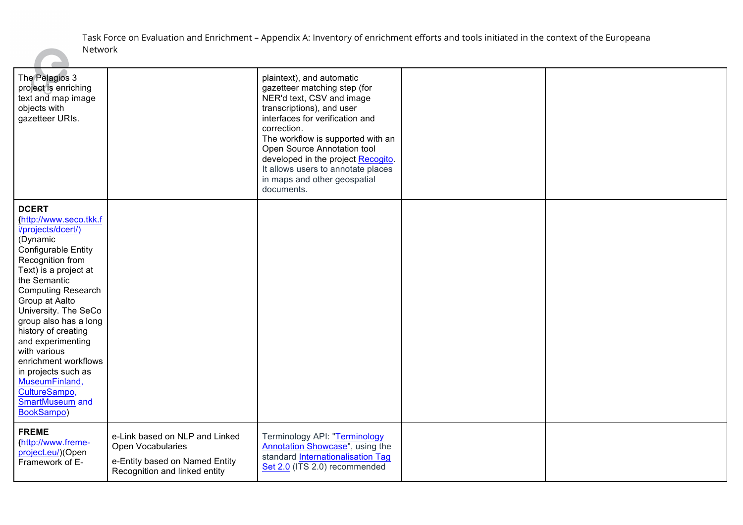| | | | | |
|---|---|---|---|---|
| The Pelagios 3 project is enriching text and map image objects with gazetteer URIs. | | plaintext), and automatic gazetteer matching step (for NER'd text, CSV and image transcriptions), and user interfaces for verification and correction. The workflow is supported with an Open Source Annotation tool developed in the project Recogito. It allows users to annotate places in maps and other geospatial documents. | | |
| **DCERT** (http://www.seco.tkk.fi/projects/dcert/) (Dynamic Configurable Entity Recognition from Text) is a project at the Semantic Computing Research Group at Aalto University. The SeCo group also has a long history of creating and experimenting with various enrichment workflows in projects such as MuseumFinland, CultureSampo, SmartMuseum and BookSampo) | | | | |
| **FREME** (http://www.freme-project.eu/)(Open Framework of E- | e-Link based on NLP and Linked Open Vocabularies<br><br>e-Entity based on Named Entity Recognition and linked entity | Terminology API: "Terminology Annotation Showcase", using the standard Internationalisation Tag Set 2.0 (ITS 2.0) recommended | | |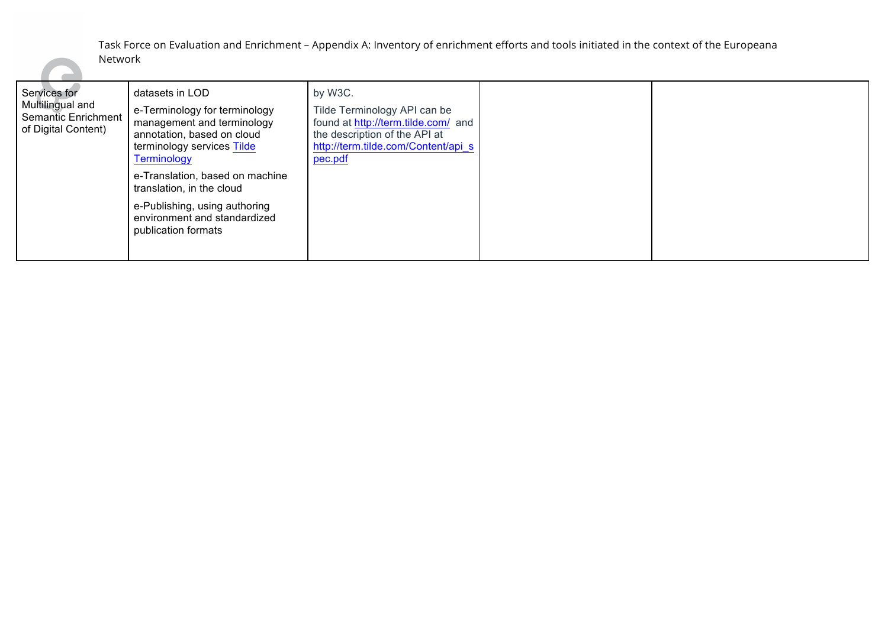| | | | | |
|---|---|---|---|---|
| Services for Multilingual and Semantic Enrichment of Digital Content) | datasets in LOD<br><br>e-Terminology for terminology management and terminology annotation, based on cloud terminology services [Tilde Terminology](http://term.tilde.com/)<br><br>e-Translation, based on machine translation, in the cloud<br><br>e-Publishing, using authoring environment and standardized publication formats | by W3C.<br><br>Tilde Terminology API can be found at http://term.tilde.com/ and the description of the API at http://term.tilde.com/Content/api_spec.pdf | | |